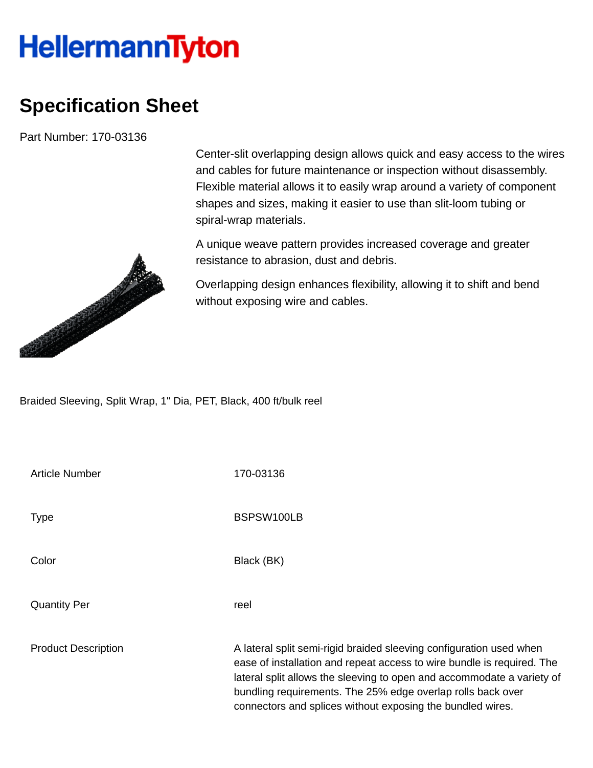HellermannTyton

# Specification Sheet

Part Number: 170-03136

Center-slit overlapping design allows quick and easy access to the wires and cables for future maintenance or inspection without disassembly. Flexible material allows it to easily wrap around a variety of component shapes and sizes, making it easier to use than slit-loom tubing or spiral-wrap materials.

A unique weave pattern provides increased coverage and greater resistance to abrasion, dust and debris.

Overlapping design enhances flexibility, allowing it to shift and bend without exposing wire and cables.

Braided Sleeving, Split Wrap, 1" Dia, PET, Black, 400 ft/bulk reel

| | |
|---|---|
| Article Number | 170-03136 |
| Type | BSPSW100LB |
| Color | Black (BK) |
| Quantity Per | reel |
| Product Description | A lateral split semi-rigid braided sleeving configuration used when ease of installation and repeat access to wire bundle is required. The lateral split allows the sleeving to open and accommodate a variety of bundling requirements. The 25% edge overlap rolls back over connectors and splices without exposing the bundled wires. |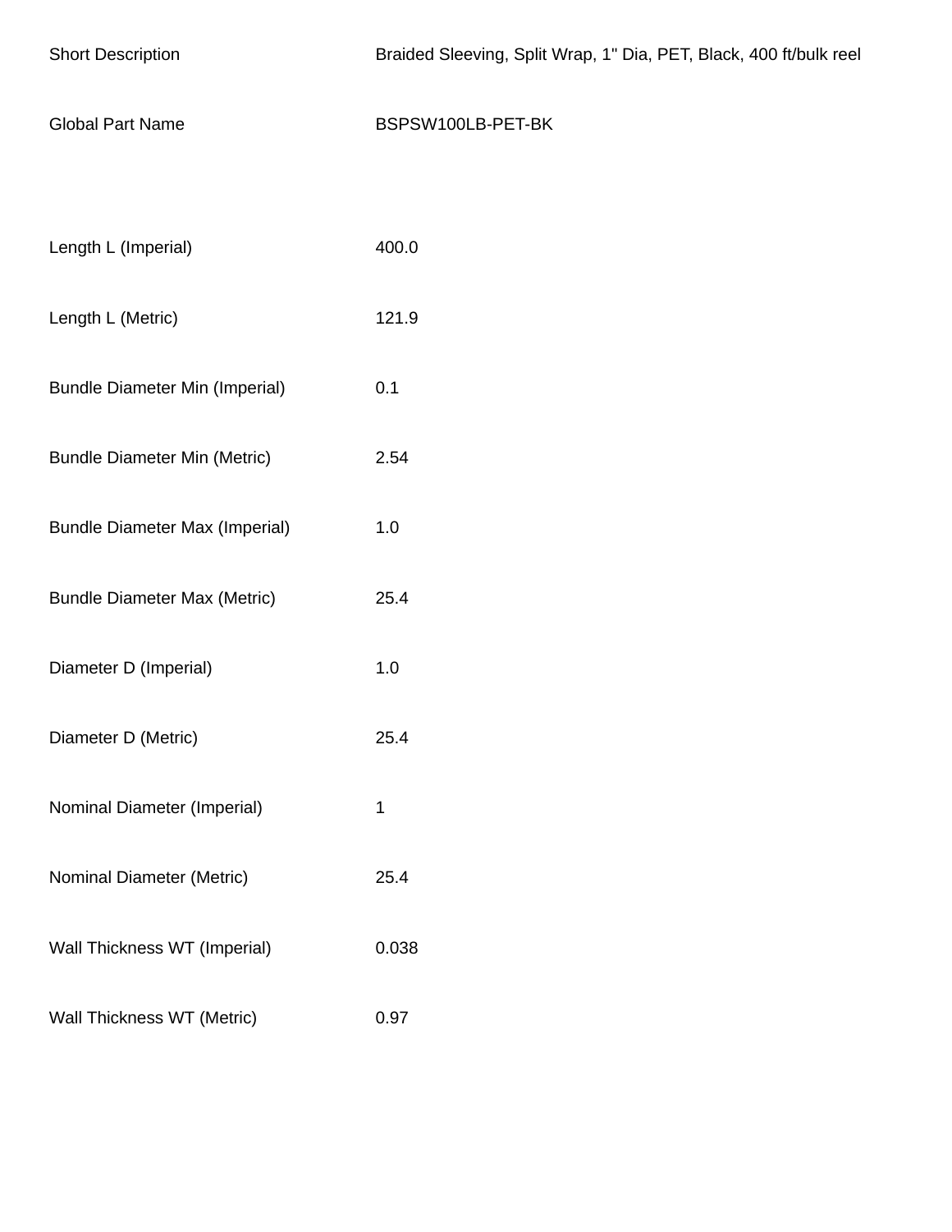| | |
|---|---|
| Short Description | Braided Sleeving, Split Wrap, 1" Dia, PET, Black, 400 ft/bulk reel |
| Global Part Name | BSPSW100LB-PET-BK |
| | |
| Length L (Imperial) | 400.0 |
| Length L (Metric) | 121.9 |
| Bundle Diameter Min (Imperial) | 0.1 |
| Bundle Diameter Min (Metric) | 2.54 |
| Bundle Diameter Max (Imperial) | 1.0 |
| Bundle Diameter Max (Metric) | 25.4 |
| Diameter D (Imperial) | 1.0 |
| Diameter D (Metric) | 25.4 |
| Nominal Diameter (Imperial) | 1 |
| Nominal Diameter (Metric) | 25.4 |
| Wall Thickness WT (Imperial) | 0.038 |
| Wall Thickness WT (Metric) | 0.97 |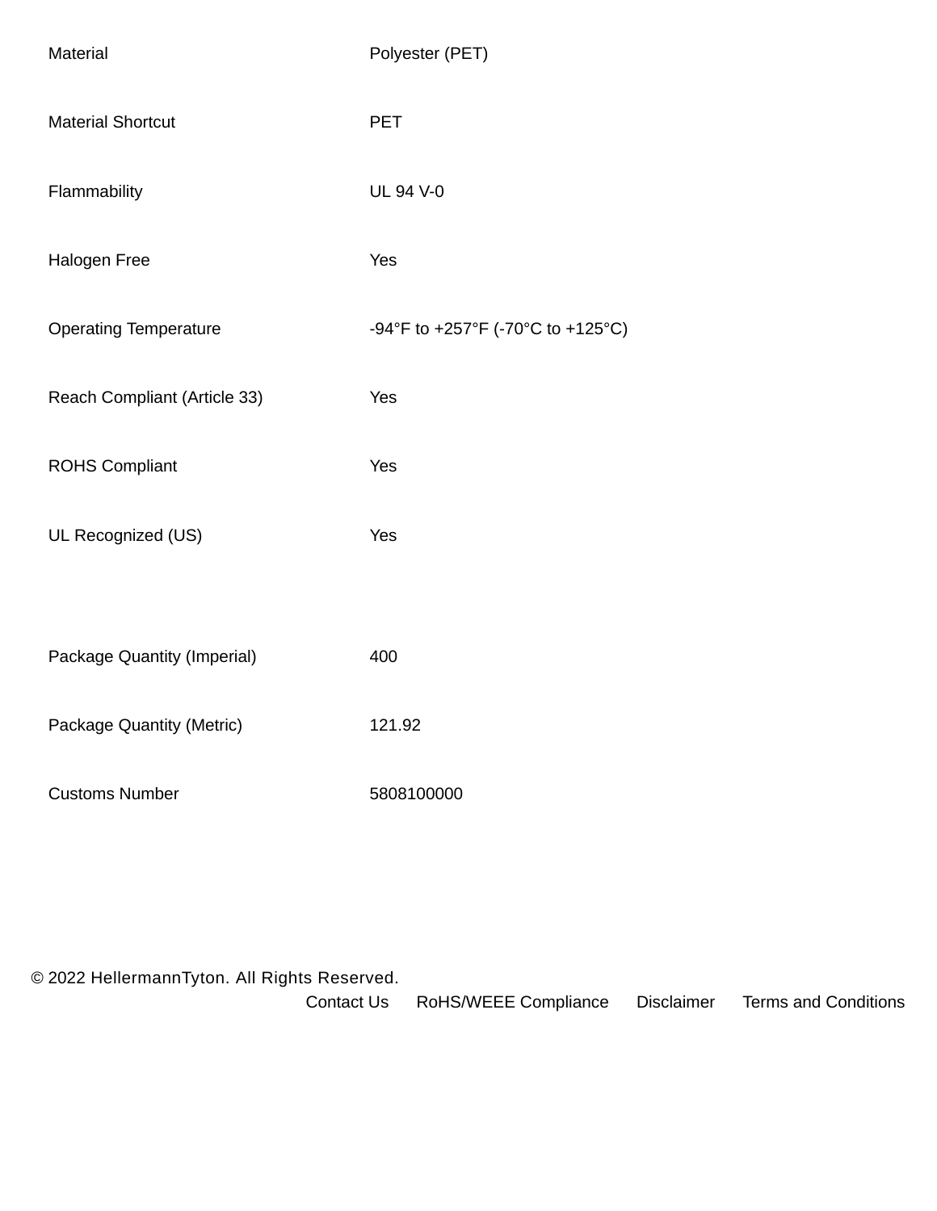| | |
|---|---|
| Material | Polyester (PET) |
| Material Shortcut | PET |
| Flammability | UL 94 V-0 |
| Halogen Free | Yes |
| Operating Temperature | -94°F to +257°F (-70°C to +125°C) |
| Reach Compliant (Article 33) | Yes |
| ROHS Compliant | Yes |
| UL Recognized (US) | Yes |

| | |
|---|---|
| Package Quantity (Imperial) | 400 |
| Package Quantity (Metric) | 121.92 |
| Customs Number | 5808100000 |

© 2022 HellermannTyton. All Rights Reserved.

Contact Us  RoHS/WEEE Compliance  Disclaimer  Terms and Conditions